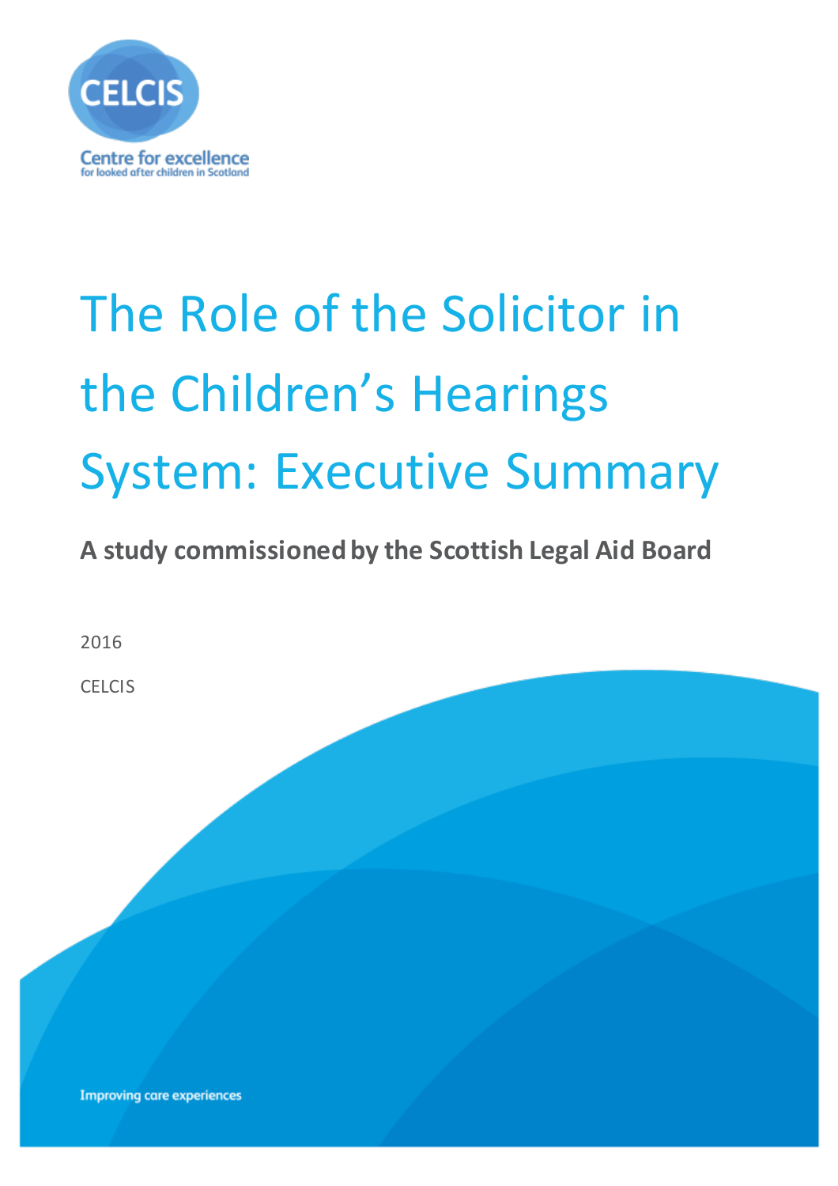CELCIS

Centre for excellence for looked after children in Scotland

# The Role of the Solicitor in the Children's Hearings System: Executive Summary

**A study commissioned by the Scottish Legal Aid Board**

2016

CELCIS

Improving care experiences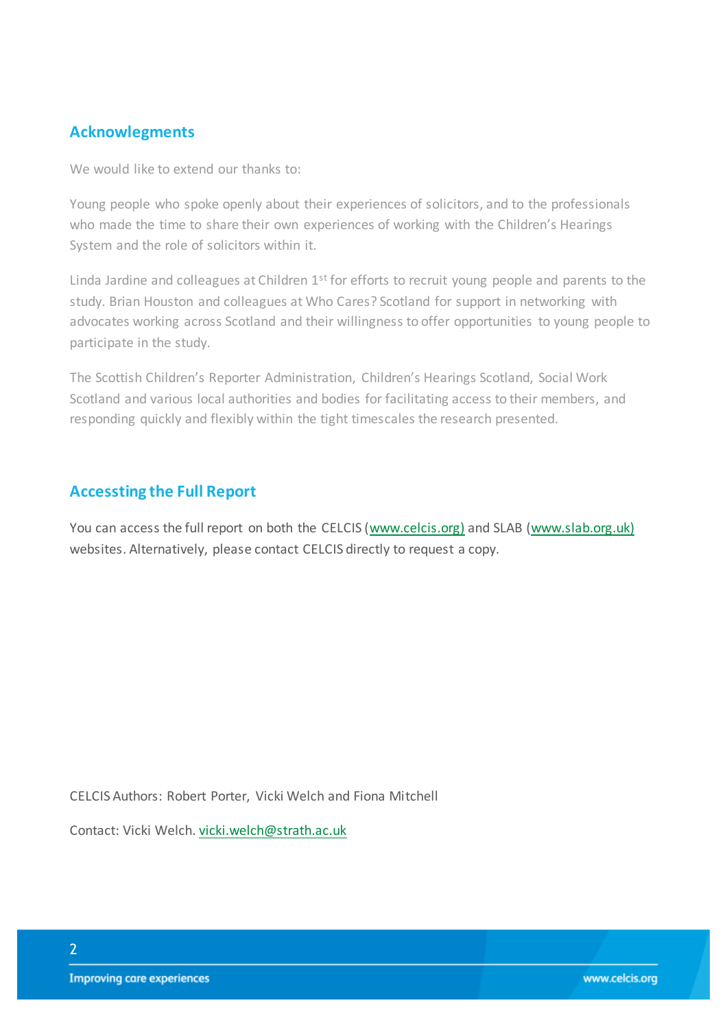## Acknowlegments

We would like to extend our thanks to:

Young people who spoke openly about their experiences of solicitors, and to the professionals who made the time to share their own experiences of working with the Children's Hearings System and the role of solicitors within it.

Linda Jardine and colleagues at Children 1st for efforts to recruit young people and parents to the study. Brian Houston and colleagues at Who Cares? Scotland for support in networking with advocates working across Scotland and their willingness to offer opportunities to young people to participate in the study.

The Scottish Children's Reporter Administration, Children's Hearings Scotland, Social Work Scotland and various local authorities and bodies for facilitating access to their members, and responding quickly and flexibly within the tight timescales the research presented.

## Accessting the Full Report

You can access the full report on both the CELCIS (www.celcis.org) and SLAB (www.slab.org.uk) websites. Alternatively, please contact CELCIS directly to request a copy.

CELCIS Authors: Robert Porter, Vicki Welch and Fiona Mitchell

Contact: Vicki Welch. vicki.welch@strath.ac.uk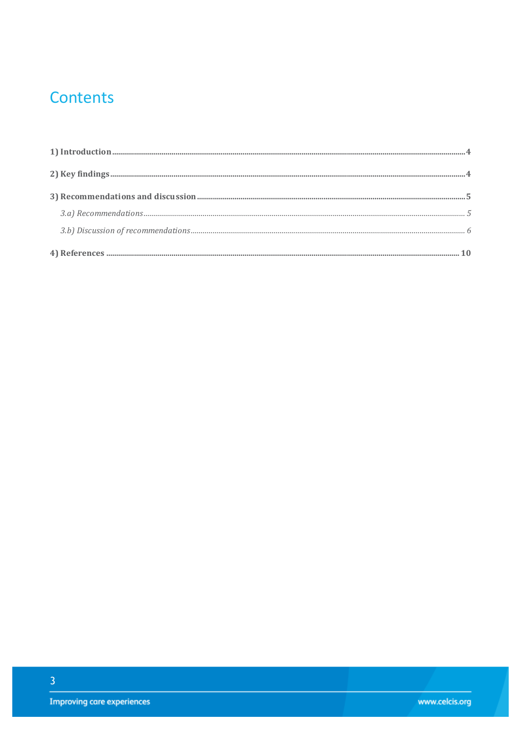# Contents

**1) Introduction** .......... **4**

**2) Key findings** .......... **4**

**3) Recommendations and discussion** .......... **5**

- *3.a) Recommendations* .......... *5*
- *3.b) Discussion of recommendations* .......... *6*

**4) References** .......... **10**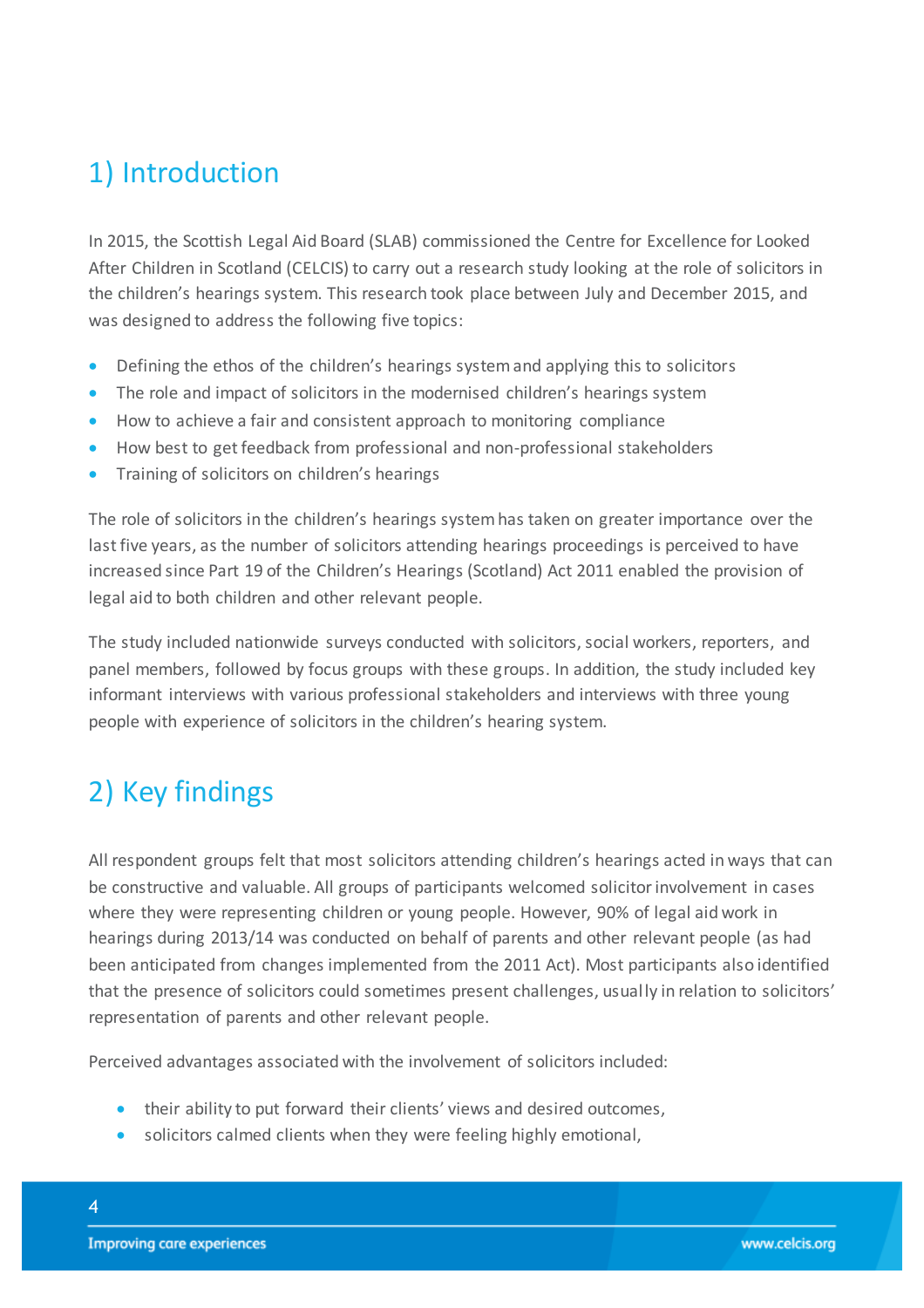## 1) Introduction

In 2015, the Scottish Legal Aid Board (SLAB) commissioned the Centre for Excellence for Looked After Children in Scotland (CELCIS) to carry out a research study looking at the role of solicitors in the children's hearings system. This research took place between July and December 2015, and was designed to address the following five topics:

- Defining the ethos of the children's hearings system and applying this to solicitors
- The role and impact of solicitors in the modernised children's hearings system
- How to achieve a fair and consistent approach to monitoring compliance
- How best to get feedback from professional and non-professional stakeholders
- Training of solicitors on children's hearings

The role of solicitors in the children's hearings system has taken on greater importance over the last five years, as the number of solicitors attending hearings proceedings is perceived to have increased since Part 19 of the Children's Hearings (Scotland) Act 2011 enabled the provision of legal aid to both children and other relevant people.

The study included nationwide surveys conducted with solicitors, social workers, reporters, and panel members, followed by focus groups with these groups. In addition, the study included key informant interviews with various professional stakeholders and interviews with three young people with experience of solicitors in the children's hearing system.

## 2) Key findings

All respondent groups felt that most solicitors attending children's hearings acted in ways that can be constructive and valuable. All groups of participants welcomed solicitor involvement in cases where they were representing children or young people. However, 90% of legal aid work in hearings during 2013/14 was conducted on behalf of parents and other relevant people (as had been anticipated from changes implemented from the 2011 Act). Most participants also identified that the presence of solicitors could sometimes present challenges, usually in relation to solicitors' representation of parents and other relevant people.

Perceived advantages associated with the involvement of solicitors included:

- their ability to put forward their clients' views and desired outcomes,
- solicitors calmed clients when they were feeling highly emotional,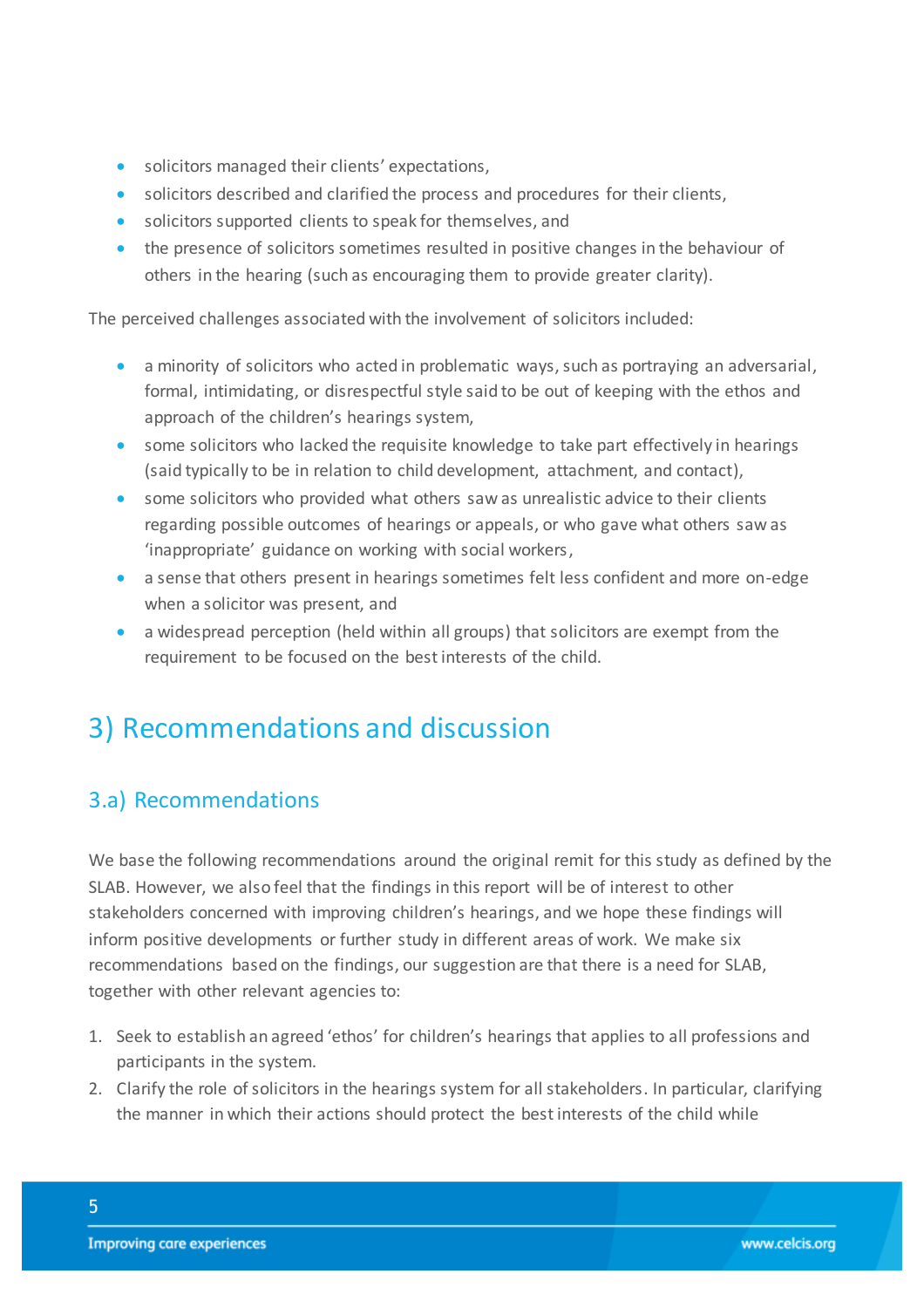- solicitors managed their clients' expectations,
- solicitors described and clarified the process and procedures for their clients,
- solicitors supported clients to speak for themselves, and
- the presence of solicitors sometimes resulted in positive changes in the behaviour of others in the hearing (such as encouraging them to provide greater clarity).

The perceived challenges associated with the involvement of solicitors included:

- a minority of solicitors who acted in problematic ways, such as portraying an adversarial, formal, intimidating, or disrespectful style said to be out of keeping with the ethos and approach of the children's hearings system,
- some solicitors who lacked the requisite knowledge to take part effectively in hearings (said typically to be in relation to child development, attachment, and contact),
- some solicitors who provided what others saw as unrealistic advice to their clients regarding possible outcomes of hearings or appeals, or who gave what others saw as 'inappropriate' guidance on working with social workers,
- a sense that others present in hearings sometimes felt less confident and more on-edge when a solicitor was present, and
- a widespread perception (held within all groups) that solicitors are exempt from the requirement to be focused on the best interests of the child.

# 3) Recommendations and discussion

## 3.a) Recommendations

We base the following recommendations around the original remit for this study as defined by the SLAB. However, we also feel that the findings in this report will be of interest to other stakeholders concerned with improving children's hearings, and we hope these findings will inform positive developments or further study in different areas of work. We make six recommendations based on the findings, our suggestion are that there is a need for SLAB, together with other relevant agencies to:

1. Seek to establish an agreed 'ethos' for children's hearings that applies to all professions and participants in the system.
2. Clarify the role of solicitors in the hearings system for all stakeholders. In particular, clarifying the manner in which their actions should protect the best interests of the child while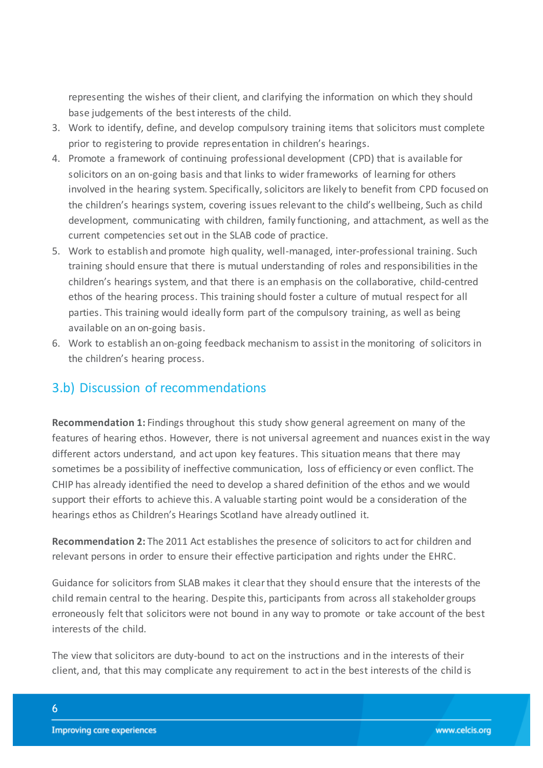representing the wishes of their client, and clarifying the information on which they should base judgements of the best interests of the child.

3. Work to identify, define, and develop compulsory training items that solicitors must complete prior to registering to provide representation in children's hearings.
4. Promote a framework of continuing professional development (CPD) that is available for solicitors on an on-going basis and that links to wider frameworks of learning for others involved in the hearing system. Specifically, solicitors are likely to benefit from CPD focused on the children's hearings system, covering issues relevant to the child's wellbeing, Such as child development, communicating with children, family functioning, and attachment, as well as the current competencies set out in the SLAB code of practice.
5. Work to establish and promote high quality, well-managed, inter-professional training. Such training should ensure that there is mutual understanding of roles and responsibilities in the children's hearings system, and that there is an emphasis on the collaborative, child-centred ethos of the hearing process. This training should foster a culture of mutual respect for all parties. This training would ideally form part of the compulsory training, as well as being available on an on-going basis.
6. Work to establish an on-going feedback mechanism to assist in the monitoring of solicitors in the children's hearing process.

## 3.b) Discussion of recommendations

**Recommendation 1:** Findings throughout this study show general agreement on many of the features of hearing ethos. However, there is not universal agreement and nuances exist in the way different actors understand, and act upon key features. This situation means that there may sometimes be a possibility of ineffective communication, loss of efficiency or even conflict. The CHIP has already identified the need to develop a shared definition of the ethos and we would support their efforts to achieve this. A valuable starting point would be a consideration of the hearings ethos as Children's Hearings Scotland have already outlined it.

**Recommendation 2:** The 2011 Act establishes the presence of solicitors to act for children and relevant persons in order to ensure their effective participation and rights under the EHRC.

Guidance for solicitors from SLAB makes it clear that they should ensure that the interests of the child remain central to the hearing. Despite this, participants from across all stakeholder groups erroneously felt that solicitors were not bound in any way to promote or take account of the best interests of the child.

The view that solicitors are duty-bound to act on the instructions and in the interests of their client, and, that this may complicate any requirement to act in the best interests of the child is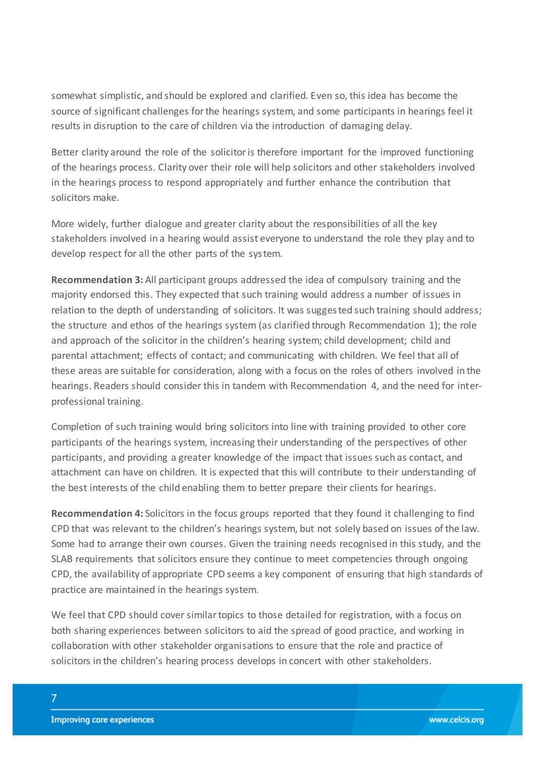somewhat simplistic, and should be explored and clarified. Even so, this idea has become the source of significant challenges for the hearings system, and some participants in hearings feel it results in disruption to the care of children via the introduction of damaging delay.

Better clarity around the role of the solicitor is therefore important for the improved functioning of the hearings process. Clarity over their role will help solicitors and other stakeholders involved in the hearings process to respond appropriately and further enhance the contribution that solicitors make.

More widely, further dialogue and greater clarity about the responsibilities of all the key stakeholders involved in a hearing would assist everyone to understand the role they play and to develop respect for all the other parts of the system.

**Recommendation 3:** All participant groups addressed the idea of compulsory training and the majority endorsed this. They expected that such training would address a number of issues in relation to the depth of understanding of solicitors. It was suggested such training should address; the structure and ethos of the hearings system (as clarified through Recommendation 1); the role and approach of the solicitor in the children's hearing system; child development; child and parental attachment; effects of contact; and communicating with children. We feel that all of these areas are suitable for consideration, along with a focus on the roles of others involved in the hearings. Readers should consider this in tandem with Recommendation 4, and the need for inter-professional training.

Completion of such training would bring solicitors into line with training provided to other core participants of the hearings system, increasing their understanding of the perspectives of other participants, and providing a greater knowledge of the impact that issues such as contact, and attachment can have on children. It is expected that this will contribute to their understanding of the best interests of the child enabling them to better prepare their clients for hearings.

**Recommendation 4:** Solicitors in the focus groups reported that they found it challenging to find CPD that was relevant to the children's hearings system, but not solely based on issues of the law. Some had to arrange their own courses. Given the training needs recognised in this study, and the SLAB requirements that solicitors ensure they continue to meet competencies through ongoing CPD, the availability of appropriate CPD seems a key component of ensuring that high standards of practice are maintained in the hearings system.

We feel that CPD should cover similar topics to those detailed for registration, with a focus on both sharing experiences between solicitors to aid the spread of good practice, and working in collaboration with other stakeholder organisations to ensure that the role and practice of solicitors in the children's hearing process develops in concert with other stakeholders.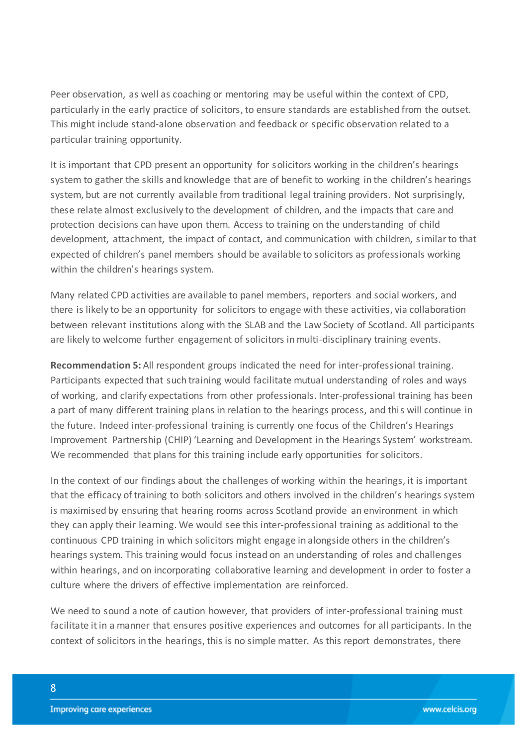Peer observation, as well as coaching or mentoring may be useful within the context of CPD, particularly in the early practice of solicitors, to ensure standards are established from the outset. This might include stand-alone observation and feedback or specific observation related to a particular training opportunity.

It is important that CPD present an opportunity for solicitors working in the children's hearings system to gather the skills and knowledge that are of benefit to working in the children's hearings system, but are not currently available from traditional legal training providers. Not surprisingly, these relate almost exclusively to the development of children, and the impacts that care and protection decisions can have upon them. Access to training on the understanding of child development, attachment, the impact of contact, and communication with children, similar to that expected of children's panel members should be available to solicitors as professionals working within the children's hearings system.

Many related CPD activities are available to panel members, reporters and social workers, and there is likely to be an opportunity for solicitors to engage with these activities, via collaboration between relevant institutions along with the SLAB and the Law Society of Scotland. All participants are likely to welcome further engagement of solicitors in multi-disciplinary training events.

**Recommendation 5:** All respondent groups indicated the need for inter-professional training. Participants expected that such training would facilitate mutual understanding of roles and ways of working, and clarify expectations from other professionals. Inter-professional training has been a part of many different training plans in relation to the hearings process, and this will continue in the future. Indeed inter-professional training is currently one focus of the Children's Hearings Improvement Partnership (CHIP) 'Learning and Development in the Hearings System' workstream. We recommended that plans for this training include early opportunities for solicitors.

In the context of our findings about the challenges of working within the hearings, it is important that the efficacy of training to both solicitors and others involved in the children's hearings system is maximised by ensuring that hearing rooms across Scotland provide an environment in which they can apply their learning. We would see this inter-professional training as additional to the continuous CPD training in which solicitors might engage in alongside others in the children's hearings system. This training would focus instead on an understanding of roles and challenges within hearings, and on incorporating collaborative learning and development in order to foster a culture where the drivers of effective implementation are reinforced.

We need to sound a note of caution however, that providers of inter-professional training must facilitate it in a manner that ensures positive experiences and outcomes for all participants. In the context of solicitors in the hearings, this is no simple matter. As this report demonstrates, there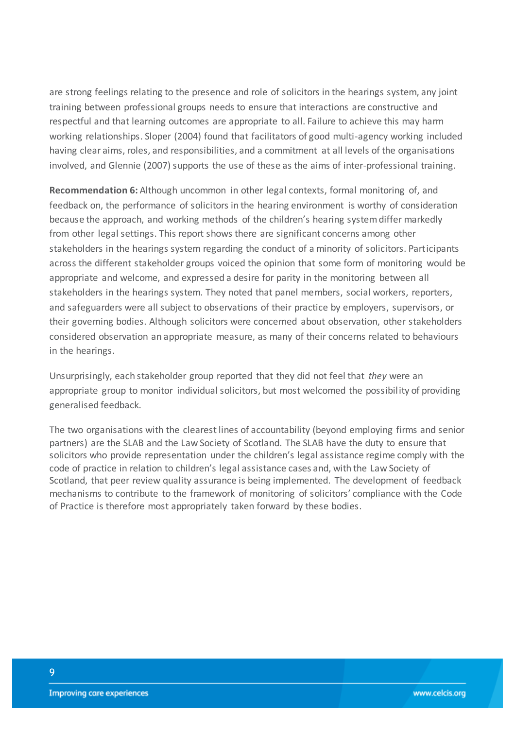are strong feelings relating to the presence and role of solicitors in the hearings system, any joint training between professional groups needs to ensure that interactions are constructive and respectful and that learning outcomes are appropriate to all. Failure to achieve this may harm working relationships. Sloper (2004) found that facilitators of good multi-agency working included having clear aims, roles, and responsibilities, and a commitment at all levels of the organisations involved, and Glennie (2007) supports the use of these as the aims of inter-professional training.

**Recommendation 6:** Although uncommon in other legal contexts, formal monitoring of, and feedback on, the performance of solicitors in the hearing environment is worthy of consideration because the approach, and working methods of the children's hearing system differ markedly from other legal settings. This report shows there are significant concerns among other stakeholders in the hearings system regarding the conduct of a minority of solicitors. Participants across the different stakeholder groups voiced the opinion that some form of monitoring would be appropriate and welcome, and expressed a desire for parity in the monitoring between all stakeholders in the hearings system. They noted that panel members, social workers, reporters, and safeguarders were all subject to observations of their practice by employers, supervisors, or their governing bodies. Although solicitors were concerned about observation, other stakeholders considered observation an appropriate measure, as many of their concerns related to behaviours in the hearings.

Unsurprisingly, each stakeholder group reported that they did not feel that *they* were an appropriate group to monitor individual solicitors, but most welcomed the possibility of providing generalised feedback.

The two organisations with the clearest lines of accountability (beyond employing firms and senior partners) are the SLAB and the Law Society of Scotland. The SLAB have the duty to ensure that solicitors who provide representation under the children's legal assistance regime comply with the code of practice in relation to children's legal assistance cases and, with the Law Society of Scotland, that peer review quality assurance is being implemented. The development of feedback mechanisms to contribute to the framework of monitoring of solicitors' compliance with the Code of Practice is therefore most appropriately taken forward by these bodies.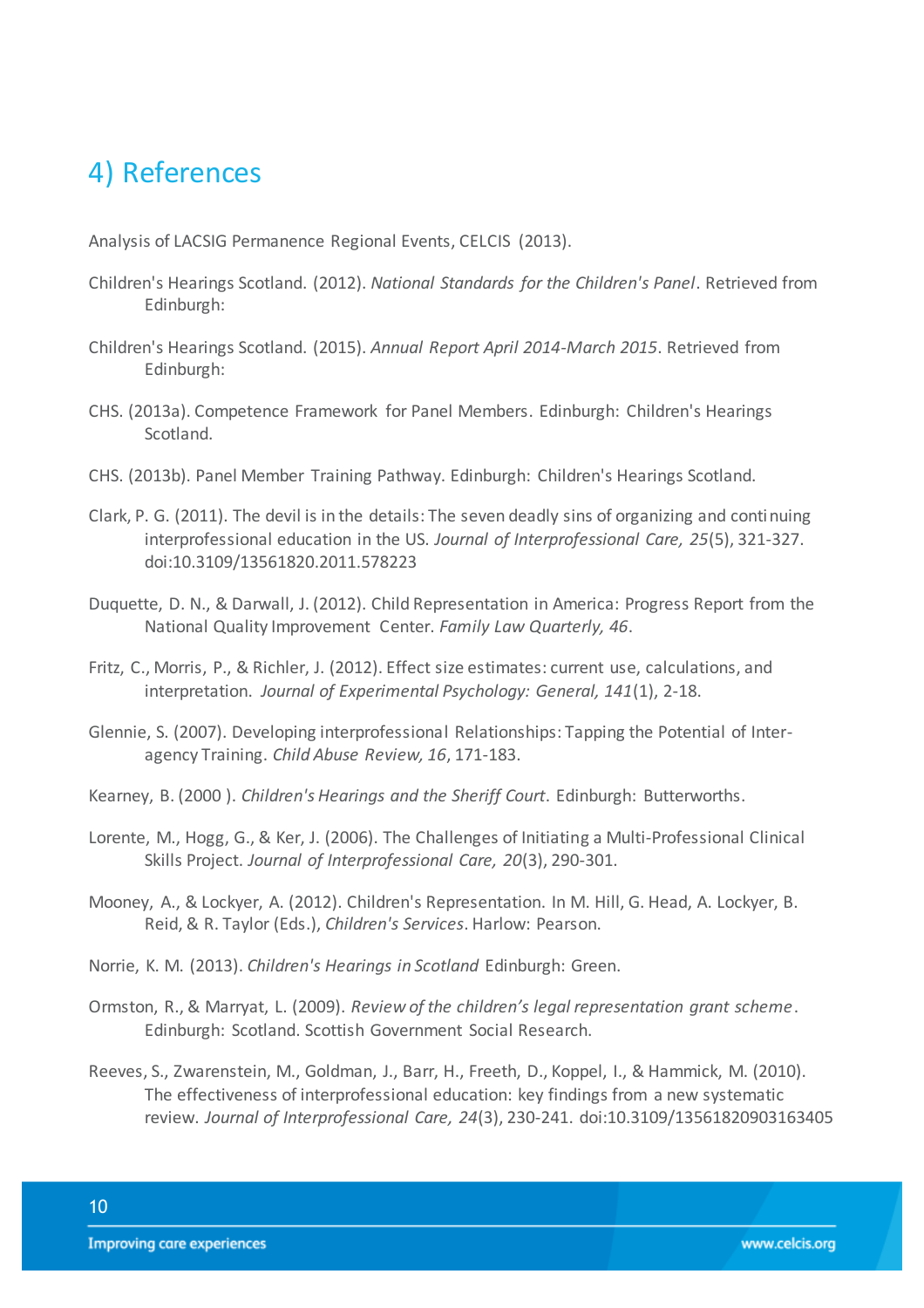# 4) References

Analysis of LACSIG Permanence Regional Events, CELCIS (2013).

Children's Hearings Scotland. (2012). *National Standards for the Children's Panel*. Retrieved from Edinburgh:

Children's Hearings Scotland. (2015). *Annual Report April 2014-March 2015*. Retrieved from Edinburgh:

CHS. (2013a). Competence Framework for Panel Members. Edinburgh: Children's Hearings Scotland.

CHS. (2013b). Panel Member Training Pathway. Edinburgh: Children's Hearings Scotland.

Clark, P. G. (2011). The devil is in the details: The seven deadly sins of organizing and continuing interprofessional education in the US. *Journal of Interprofessional Care, 25*(5), 321-327. doi:10.3109/13561820.2011.578223

Duquette, D. N., & Darwall, J. (2012). Child Representation in America: Progress Report from the National Quality Improvement Center. *Family Law Quarterly, 46*.

Fritz, C., Morris, P., & Richler, J. (2012). Effect size estimates: current use, calculations, and interpretation. *Journal of Experimental Psychology: General, 141*(1), 2-18.

Glennie, S. (2007). Developing interprofessional Relationships: Tapping the Potential of Inter-agency Training. *Child Abuse Review, 16*, 171-183.

Kearney, B. (2000 ). *Children's Hearings and the Sheriff Court*. Edinburgh: Butterworths.

Lorente, M., Hogg, G., & Ker, J. (2006). The Challenges of Initiating a Multi-Professional Clinical Skills Project. *Journal of Interprofessional Care, 20*(3), 290-301.

Mooney, A., & Lockyer, A. (2012). Children's Representation. In M. Hill, G. Head, A. Lockyer, B. Reid, & R. Taylor (Eds.), *Children's Services*. Harlow: Pearson.

Norrie, K. M. (2013). *Children's Hearings in Scotland* Edinburgh: Green.

Ormston, R., & Marryat, L. (2009). *Review of the children's legal representation grant scheme*. Edinburgh: Scotland. Scottish Government Social Research.

Reeves, S., Zwarenstein, M., Goldman, J., Barr, H., Freeth, D., Koppel, I., & Hammick, M. (2010). The effectiveness of interprofessional education: key findings from a new systematic review. *Journal of Interprofessional Care, 24*(3), 230-241. doi:10.3109/13561820903163405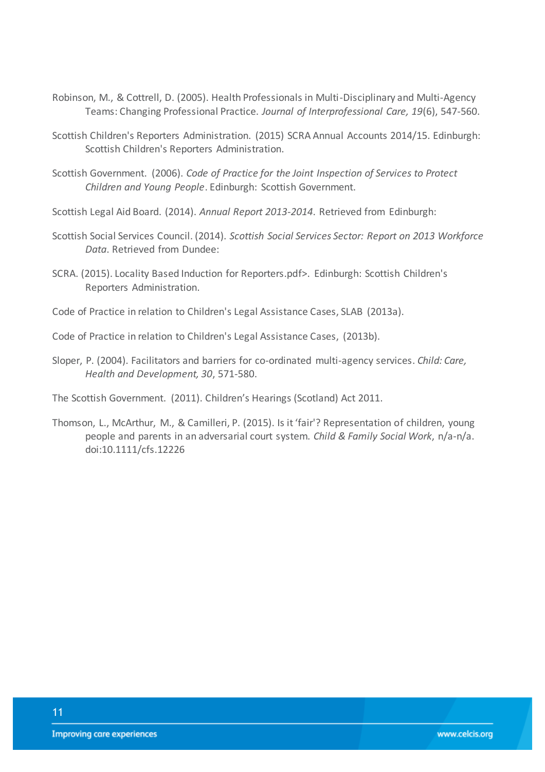Robinson, M., & Cottrell, D. (2005). Health Professionals in Multi-Disciplinary and Multi-Agency Teams: Changing Professional Practice. *Journal of Interprofessional Care, 19*(6), 547-560.

Scottish Children's Reporters Administration. (2015) SCRA Annual Accounts 2014/15. Edinburgh: Scottish Children's Reporters Administration.

Scottish Government. (2006). *Code of Practice for the Joint Inspection of Services to Protect Children and Young People*. Edinburgh: Scottish Government.

Scottish Legal Aid Board. (2014). *Annual Report 2013-2014.* Retrieved from Edinburgh:

Scottish Social Services Council. (2014). *Scottish Social Services Sector: Report on 2013 Workforce Data.* Retrieved from Dundee:

SCRA. (2015). Locality Based Induction for Reporters.pdf>. Edinburgh: Scottish Children's Reporters Administration.

Code of Practice in relation to Children's Legal Assistance Cases, SLAB (2013a).

Code of Practice in relation to Children's Legal Assistance Cases, (2013b).

Sloper, P. (2004). Facilitators and barriers for co-ordinated multi-agency services. *Child: Care, Health and Development, 30*, 571-580.

The Scottish Government. (2011). Children's Hearings (Scotland) Act 2011.

Thomson, L., McArthur, M., & Camilleri, P. (2015). Is it 'fair'? Representation of children, young people and parents in an adversarial court system. *Child & Family Social Work*, n/a-n/a. doi:10.1111/cfs.12226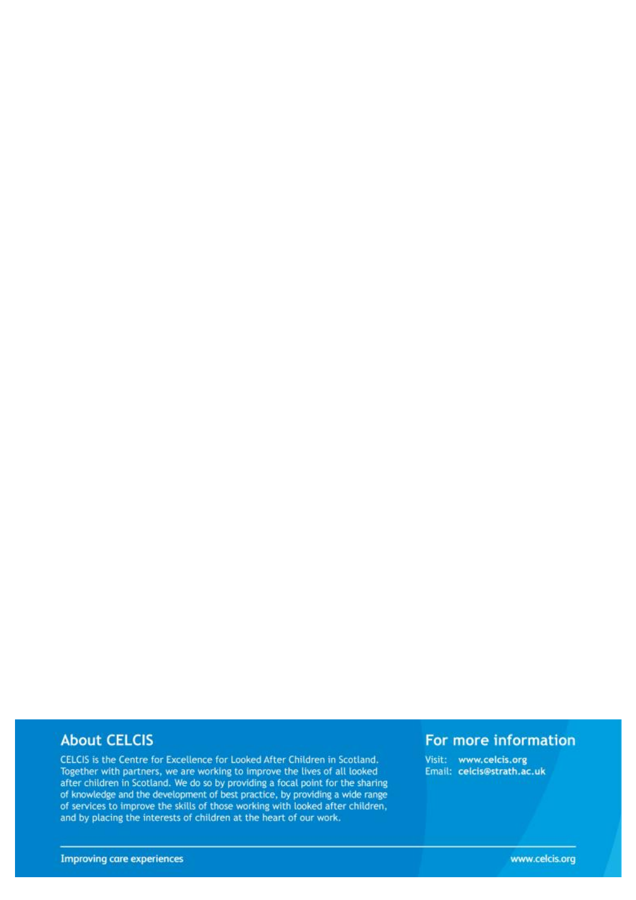## About CELCIS

CELCIS is the Centre for Excellence for Looked After Children in Scotland. Together with partners, we are working to improve the lives of all looked after children in Scotland. We do so by providing a focal point for the sharing of knowledge and the development of best practice, by providing a wide range of services to improve the skills of those working with looked after children, and by placing the interests of children at the heart of our work.

## For more information

Visit: **www.celcis.org**
Email: **celcis@strath.ac.uk**

**Improving care experiences**

www.celcis.org